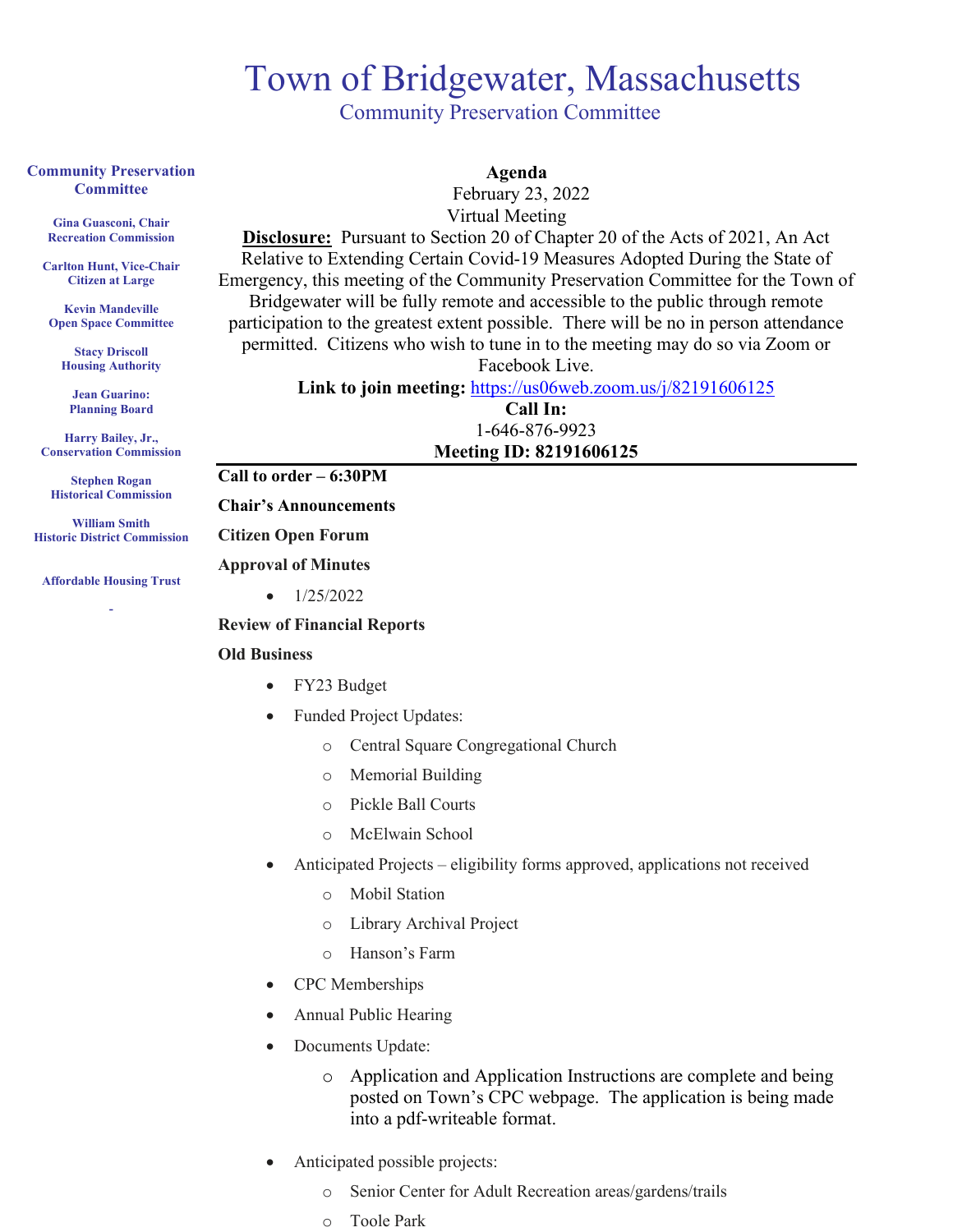# Town of Bridgewater, Massachusetts

## Community Preservation Committee

**Community Preservation Committee**

**Gina Guasconi, Chair**
**Recreation Commission**

**Carlton Hunt, Vice-Chair**
**Citizen at Large**

**Kevin Mandeville**
**Open Space Committee**

**Stacy Driscoll**
**Housing Authority**

**Jean Guarino:**
**Planning Board**

**Harry Bailey, Jr.,**
**Conservation Commission**

**Stephen Rogan**
**Historical Commission**

**William Smith**
**Historic District Commission**

**Affordable Housing Trust**

-

**Agenda**

February 23, 2022

Virtual Meeting

**Disclosure:** Pursuant to Section 20 of Chapter 20 of the Acts of 2021, An Act Relative to Extending Certain Covid-19 Measures Adopted During the State of Emergency, this meeting of the Community Preservation Committee for the Town of Bridgewater will be fully remote and accessible to the public through remote participation to the greatest extent possible. There will be no in person attendance permitted. Citizens who wish to tune in to the meeting may do so via Zoom or Facebook Live.

**Link to join meeting:** https://us06web.zoom.us/j/82191606125

**Call In:**

1-646-876-9923

**Meeting ID: 82191606125**

---

**Call to order – 6:30PM**

**Chair's Announcements**

**Citizen Open Forum**

**Approval of Minutes**

- 1/25/2022

**Review of Financial Reports**

**Old Business**

- FY23 Budget
- Funded Project Updates:
  - Central Square Congregational Church
  - Memorial Building
  - Pickle Ball Courts
  - McElwain School
- Anticipated Projects – eligibility forms approved, applications not received
  - Mobil Station
  - Library Archival Project
  - Hanson's Farm
- CPC Memberships
- Annual Public Hearing
- Documents Update:
  - Application and Application Instructions are complete and being posted on Town's CPC webpage. The application is being made into a pdf-writeable format.
- Anticipated possible projects:
  - Senior Center for Adult Recreation areas/gardens/trails
  - Toole Park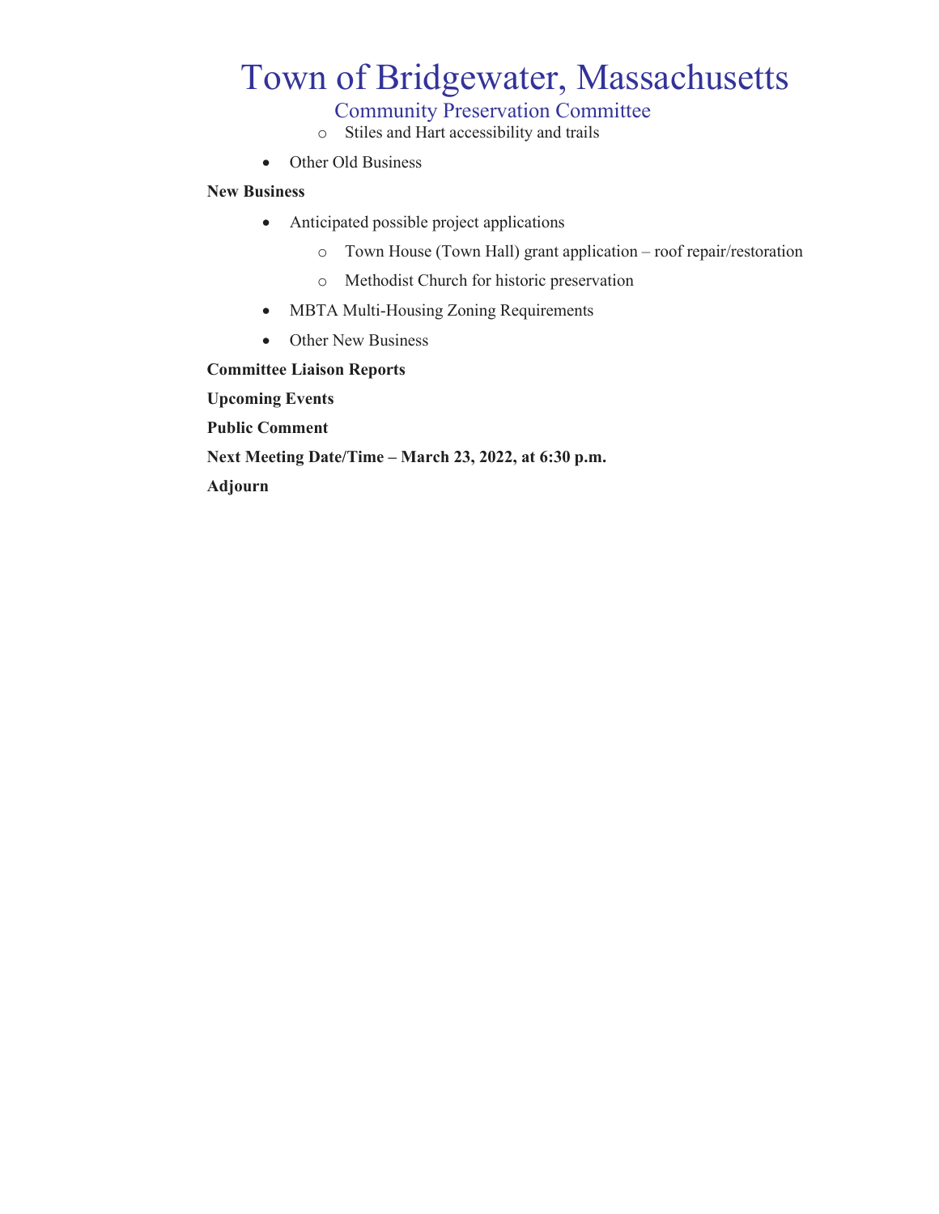- Stiles and Hart accessibility and trails

- Other Old Business

**New Business**

- Anticipated possible project applications
  - Town House (Town Hall) grant application – roof repair/restoration
  - Methodist Church for historic preservation
- MBTA Multi-Housing Zoning Requirements
- Other New Business

**Committee Liaison Reports**

**Upcoming Events**

**Public Comment**

**Next Meeting Date/Time – March 23, 2022, at 6:30 p.m.**

**Adjourn**